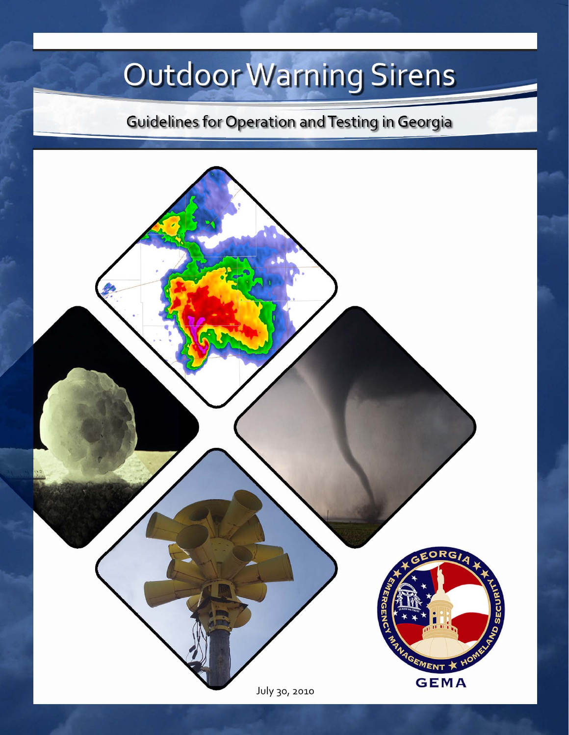# Outdoor Warning Sirens

## Guidelines for Operation and Testing in Georgia

July 30, 2010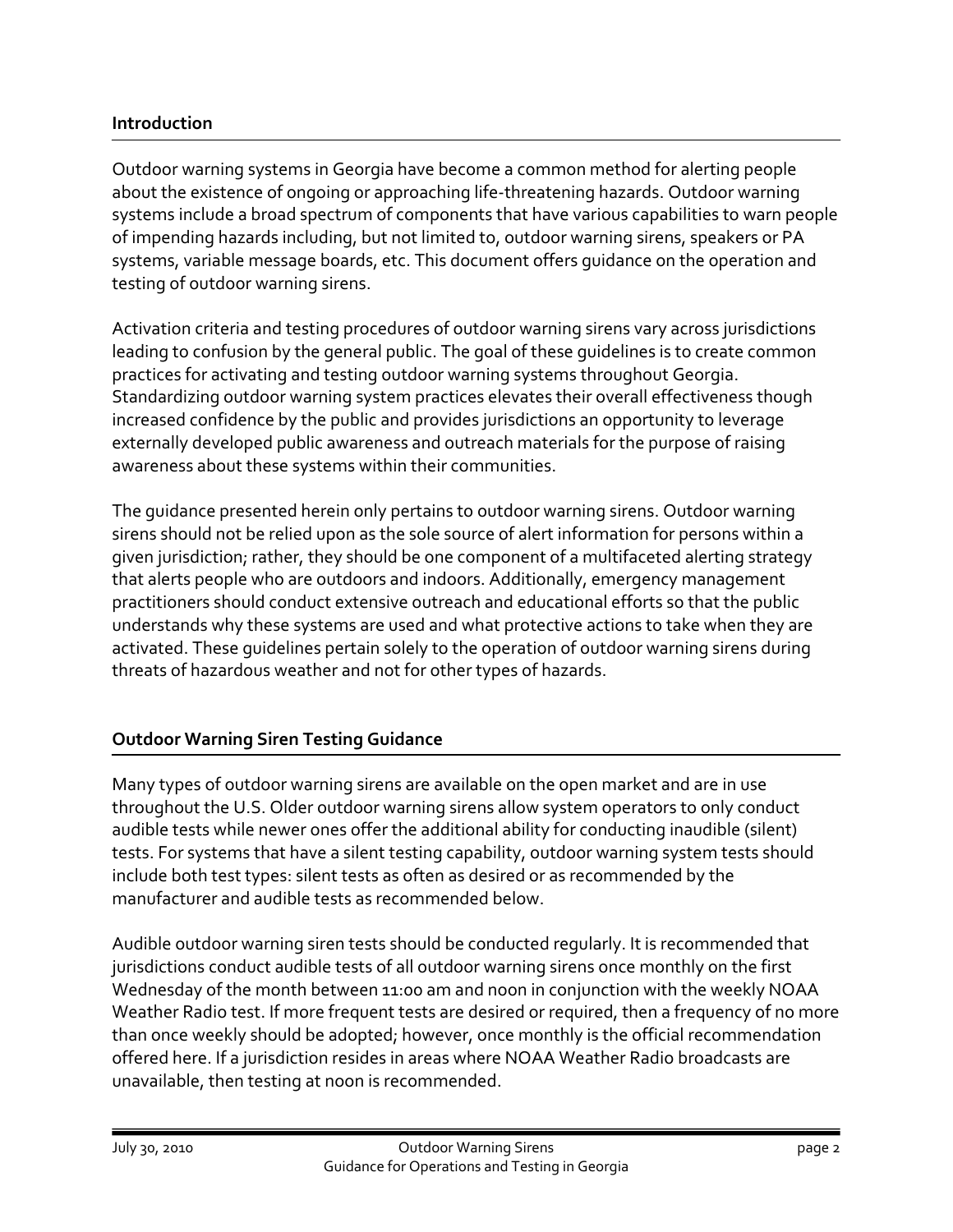## Introduction

Outdoor warning systems in Georgia have become a common method for alerting people about the existence of ongoing or approaching life-threatening hazards. Outdoor warning systems include a broad spectrum of components that have various capabilities to warn people of impending hazards including, but not limited to, outdoor warning sirens, speakers or PA systems, variable message boards, etc. This document offers guidance on the operation and testing of outdoor warning sirens.

Activation criteria and testing procedures of outdoor warning sirens vary across jurisdictions leading to confusion by the general public. The goal of these guidelines is to create common practices for activating and testing outdoor warning systems throughout Georgia. Standardizing outdoor warning system practices elevates their overall effectiveness though increased confidence by the public and provides jurisdictions an opportunity to leverage externally developed public awareness and outreach materials for the purpose of raising awareness about these systems within their communities.

The guidance presented herein only pertains to outdoor warning sirens. Outdoor warning sirens should not be relied upon as the sole source of alert information for persons within a given jurisdiction; rather, they should be one component of a multifaceted alerting strategy that alerts people who are outdoors and indoors. Additionally, emergency management practitioners should conduct extensive outreach and educational efforts so that the public understands why these systems are used and what protective actions to take when they are activated. These guidelines pertain solely to the operation of outdoor warning sirens during threats of hazardous weather and not for other types of hazards.

## Outdoor Warning Siren Testing Guidance

Many types of outdoor warning sirens are available on the open market and are in use throughout the U.S. Older outdoor warning sirens allow system operators to only conduct audible tests while newer ones offer the additional ability for conducting inaudible (silent) tests. For systems that have a silent testing capability, outdoor warning system tests should include both test types: silent tests as often as desired or as recommended by the manufacturer and audible tests as recommended below.

Audible outdoor warning siren tests should be conducted regularly. It is recommended that jurisdictions conduct audible tests of all outdoor warning sirens once monthly on the first Wednesday of the month between 11:00 am and noon in conjunction with the weekly NOAA Weather Radio test. If more frequent tests are desired or required, then a frequency of no more than once weekly should be adopted; however, once monthly is the official recommendation offered here. If a jurisdiction resides in areas where NOAA Weather Radio broadcasts are unavailable, then testing at noon is recommended.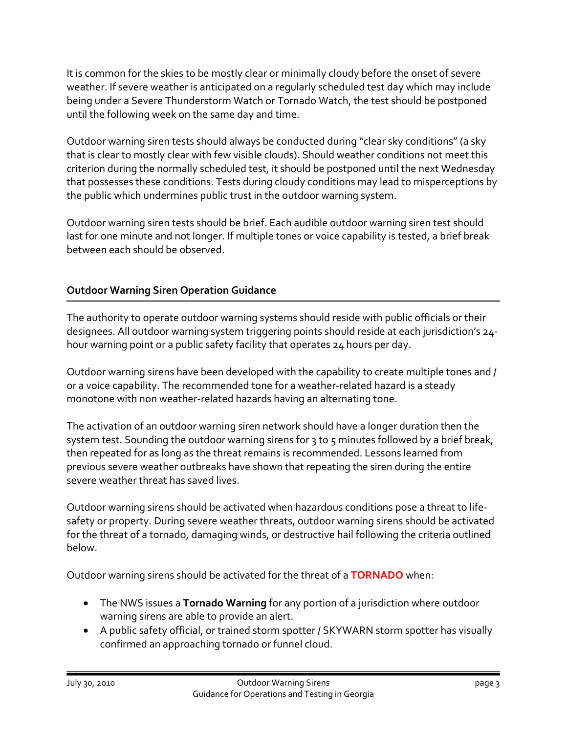It is common for the skies to be mostly clear or minimally cloudy before the onset of severe weather. If severe weather is anticipated on a regularly scheduled test day which may include being under a Severe Thunderstorm Watch or Tornado Watch, the test should be postponed until the following week on the same day and time.

Outdoor warning siren tests should always be conducted during "clear sky conditions" (a sky that is clear to mostly clear with few visible clouds). Should weather conditions not meet this criterion during the normally scheduled test, it should be postponed until the next Wednesday that possesses these conditions. Tests during cloudy conditions may lead to misperceptions by the public which undermines public trust in the outdoor warning system.

Outdoor warning siren tests should be brief. Each audible outdoor warning siren test should last for one minute and not longer. If multiple tones or voice capability is tested, a brief break between each should be observed.

## Outdoor Warning Siren Operation Guidance

The authority to operate outdoor warning systems should reside with public officials or their designees. All outdoor warning system triggering points should reside at each jurisdiction's 24-hour warning point or a public safety facility that operates 24 hours per day.

Outdoor warning sirens have been developed with the capability to create multiple tones and / or a voice capability. The recommended tone for a weather-related hazard is a steady monotone with non weather-related hazards having an alternating tone.

The activation of an outdoor warning siren network should have a longer duration then the system test. Sounding the outdoor warning sirens for 3 to 5 minutes followed by a brief break, then repeated for as long as the threat remains is recommended. Lessons learned from previous severe weather outbreaks have shown that repeating the siren during the entire severe weather threat has saved lives.

Outdoor warning sirens should be activated when hazardous conditions pose a threat to life-safety or property. During severe weather threats, outdoor warning sirens should be activated for the threat of a tornado, damaging winds, or destructive hail following the criteria outlined below.

Outdoor warning sirens should be activated for the threat of a **TORNADO** when:

- The NWS issues a **Tornado Warning** for any portion of a jurisdiction where outdoor warning sirens are able to provide an alert.
- A public safety official, or trained storm spotter / SKYWARN storm spotter has visually confirmed an approaching tornado or funnel cloud.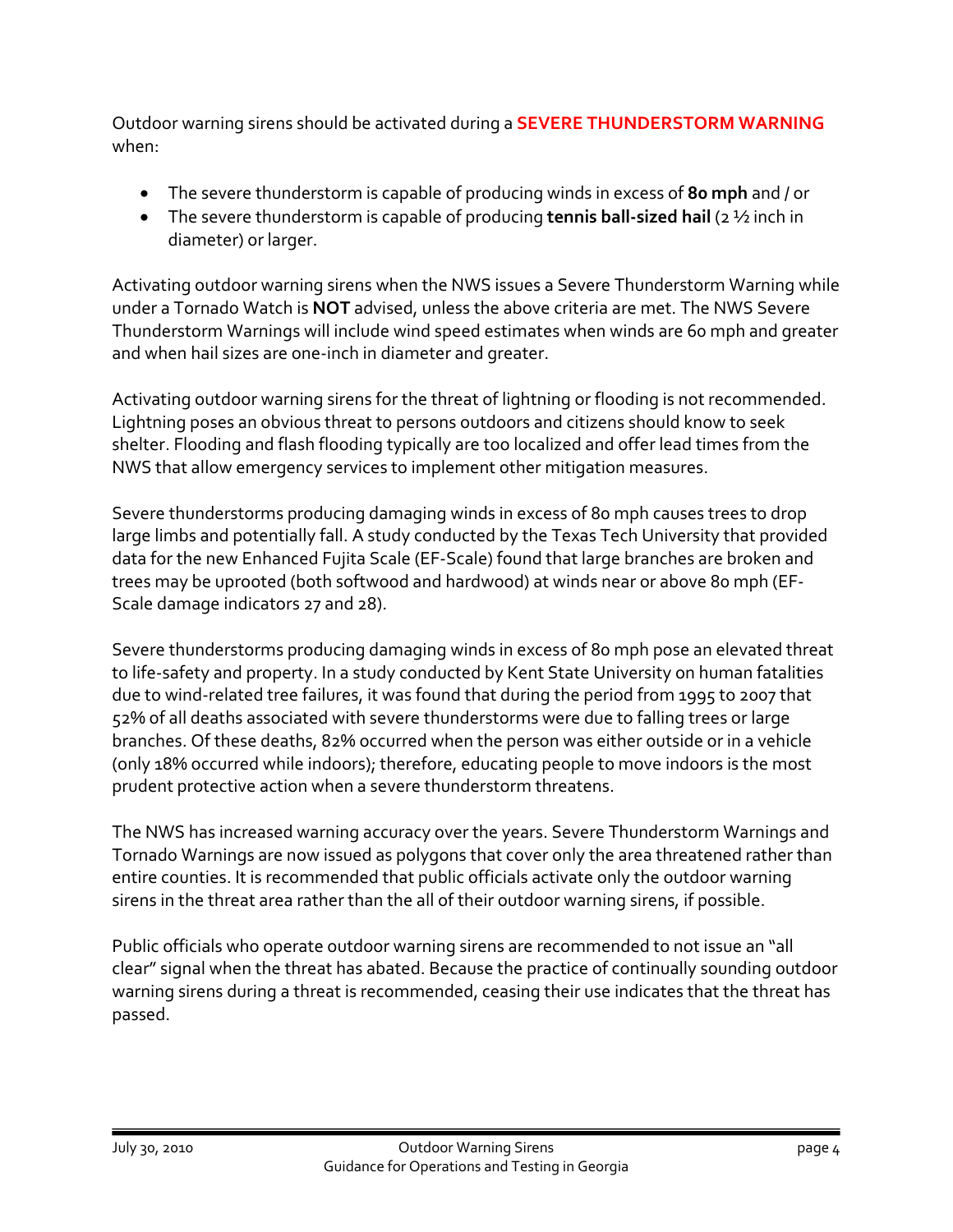Outdoor warning sirens should be activated during a **SEVERE THUNDERSTORM WARNING** when:

- The severe thunderstorm is capable of producing winds in excess of **80 mph** and / or
- The severe thunderstorm is capable of producing **tennis ball-sized hail** (2 ½ inch in diameter) or larger.

Activating outdoor warning sirens when the NWS issues a Severe Thunderstorm Warning while under a Tornado Watch is **NOT** advised, unless the above criteria are met. The NWS Severe Thunderstorm Warnings will include wind speed estimates when winds are 60 mph and greater and when hail sizes are one-inch in diameter and greater.

Activating outdoor warning sirens for the threat of lightning or flooding is not recommended. Lightning poses an obvious threat to persons outdoors and citizens should know to seek shelter. Flooding and flash flooding typically are too localized and offer lead times from the NWS that allow emergency services to implement other mitigation measures.

Severe thunderstorms producing damaging winds in excess of 80 mph causes trees to drop large limbs and potentially fall. A study conducted by the Texas Tech University that provided data for the new Enhanced Fujita Scale (EF-Scale) found that large branches are broken and trees may be uprooted (both softwood and hardwood) at winds near or above 80 mph (EF-Scale damage indicators 27 and 28).

Severe thunderstorms producing damaging winds in excess of 80 mph pose an elevated threat to life-safety and property. In a study conducted by Kent State University on human fatalities due to wind-related tree failures, it was found that during the period from 1995 to 2007 that 52% of all deaths associated with severe thunderstorms were due to falling trees or large branches. Of these deaths, 82% occurred when the person was either outside or in a vehicle (only 18% occurred while indoors); therefore, educating people to move indoors is the most prudent protective action when a severe thunderstorm threatens.

The NWS has increased warning accuracy over the years. Severe Thunderstorm Warnings and Tornado Warnings are now issued as polygons that cover only the area threatened rather than entire counties. It is recommended that public officials activate only the outdoor warning sirens in the threat area rather than the all of their outdoor warning sirens, if possible.

Public officials who operate outdoor warning sirens are recommended to not issue an "all clear" signal when the threat has abated. Because the practice of continually sounding outdoor warning sirens during a threat is recommended, ceasing their use indicates that the threat has passed.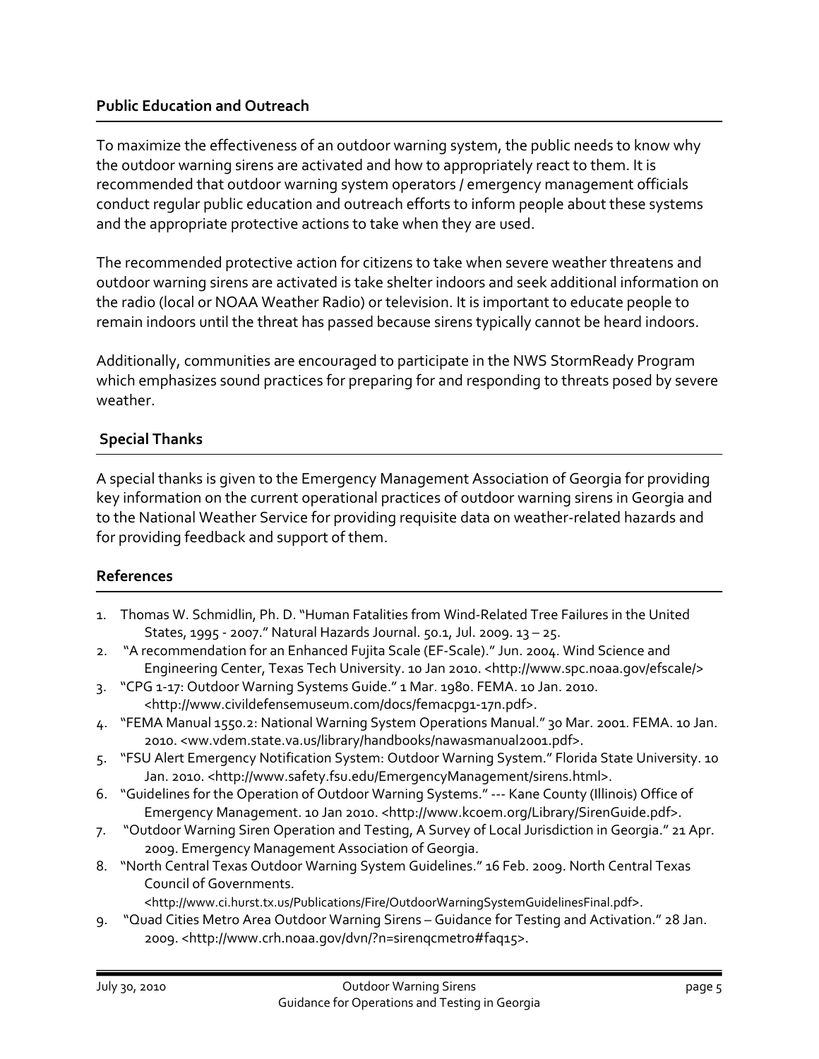## Public Education and Outreach

To maximize the effectiveness of an outdoor warning system, the public needs to know why the outdoor warning sirens are activated and how to appropriately react to them. It is recommended that outdoor warning system operators / emergency management officials conduct regular public education and outreach efforts to inform people about these systems and the appropriate protective actions to take when they are used.

The recommended protective action for citizens to take when severe weather threatens and outdoor warning sirens are activated is take shelter indoors and seek additional information on the radio (local or NOAA Weather Radio) or television. It is important to educate people to remain indoors until the threat has passed because sirens typically cannot be heard indoors.

Additionally, communities are encouraged to participate in the NWS StormReady Program which emphasizes sound practices for preparing for and responding to threats posed by severe weather.

## Special Thanks

A special thanks is given to the Emergency Management Association of Georgia for providing key information on the current operational practices of outdoor warning sirens in Georgia and to the National Weather Service for providing requisite data on weather-related hazards and for providing feedback and support of them.

## References

1. Thomas W. Schmidlin, Ph. D. "Human Fatalities from Wind-Related Tree Failures in the United States, 1995 - 2007." Natural Hazards Journal. 50.1, Jul. 2009. 13 – 25.
2. "A recommendation for an Enhanced Fujita Scale (EF-Scale)." Jun. 2004. Wind Science and Engineering Center, Texas Tech University. 10 Jan 2010. <http://www.spc.noaa.gov/efscale/>
3. "CPG 1-17: Outdoor Warning Systems Guide." 1 Mar. 1980. FEMA. 10 Jan. 2010. <http://www.civildefensemuseum.com/docs/femacpg1-17n.pdf>.
4. "FEMA Manual 1550.2: National Warning System Operations Manual." 30 Mar. 2001. FEMA. 10 Jan. 2010. <ww.vdem.state.va.us/library/handbooks/nawasmanual2001.pdf>.
5. "FSU Alert Emergency Notification System: Outdoor Warning System." Florida State University. 10 Jan. 2010. <http://www.safety.fsu.edu/EmergencyManagement/sirens.html>.
6. "Guidelines for the Operation of Outdoor Warning Systems." --- Kane County (Illinois) Office of Emergency Management. 10 Jan 2010. <http://www.kcoem.org/Library/SirenGuide.pdf>.
7. "Outdoor Warning Siren Operation and Testing, A Survey of Local Jurisdiction in Georgia." 21 Apr. 2009. Emergency Management Association of Georgia.
8. "North Central Texas Outdoor Warning System Guidelines." 16 Feb. 2009. North Central Texas Council of Governments. <http://www.ci.hurst.tx.us/Publications/Fire/OutdoorWarningSystemGuidelinesFinal.pdf>.
9. "Quad Cities Metro Area Outdoor Warning Sirens – Guidance for Testing and Activation." 28 Jan. 2009. <http://www.crh.noaa.gov/dvn/?n=sirenqcmetro#faq15>.